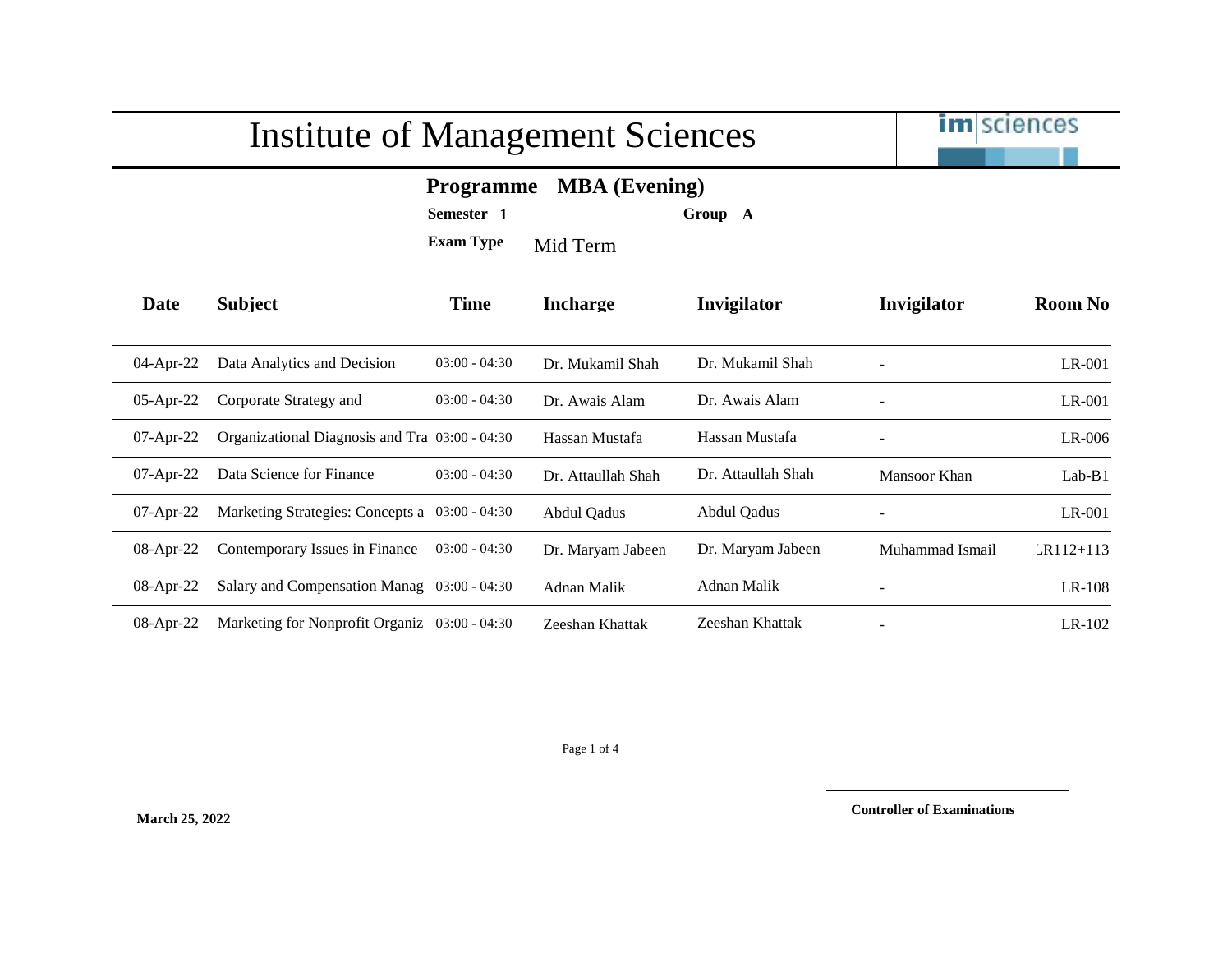# Institute of Management Sciences

im|sciences

**Programme** **MBA (Evening)**

**Semester** **1** **Group** **A**

**Exam Type** Mid Term

| Date | Subject | Time | Incharge | Invigilator | Invigilator | Room No |
|---|---|---|---|---|---|---|
| 04-Apr-22 | Data Analytics and Decision | 03:00 - 04:30 | Dr. Mukamil Shah | Dr. Mukamil Shah | - | LR-001 |
| 05-Apr-22 | Corporate Strategy and | 03:00 - 04:30 | Dr. Awais Alam | Dr. Awais Alam | - | LR-001 |
| 07-Apr-22 | Organizational Diagnosis and Tra | 03:00 - 04:30 | Hassan Mustafa | Hassan Mustafa | - | LR-006 |
| 07-Apr-22 | Data Science for Finance | 03:00 - 04:30 | Dr. Attaullah Shah | Dr. Attaullah Shah | Mansoor Khan | Lab-B1 |
| 07-Apr-22 | Marketing Strategies: Concepts a | 03:00 - 04:30 | Abdul Qadus | Abdul Qadus | - | LR-001 |
| 08-Apr-22 | Contemporary Issues in Finance | 03:00 - 04:30 | Dr. Maryam Jabeen | Dr. Maryam Jabeen | Muhammad Ismail | LR112+113 |
| 08-Apr-22 | Salary and Compensation Manag | 03:00 - 04:30 | Adnan Malik | Adnan Malik | - | LR-108 |
| 08-Apr-22 | Marketing for Nonprofit Organiz | 03:00 - 04:30 | Zeeshan Khattak | Zeeshan Khattak | - | LR-102 |

**March 25, 2022**

**Controller of Examinations**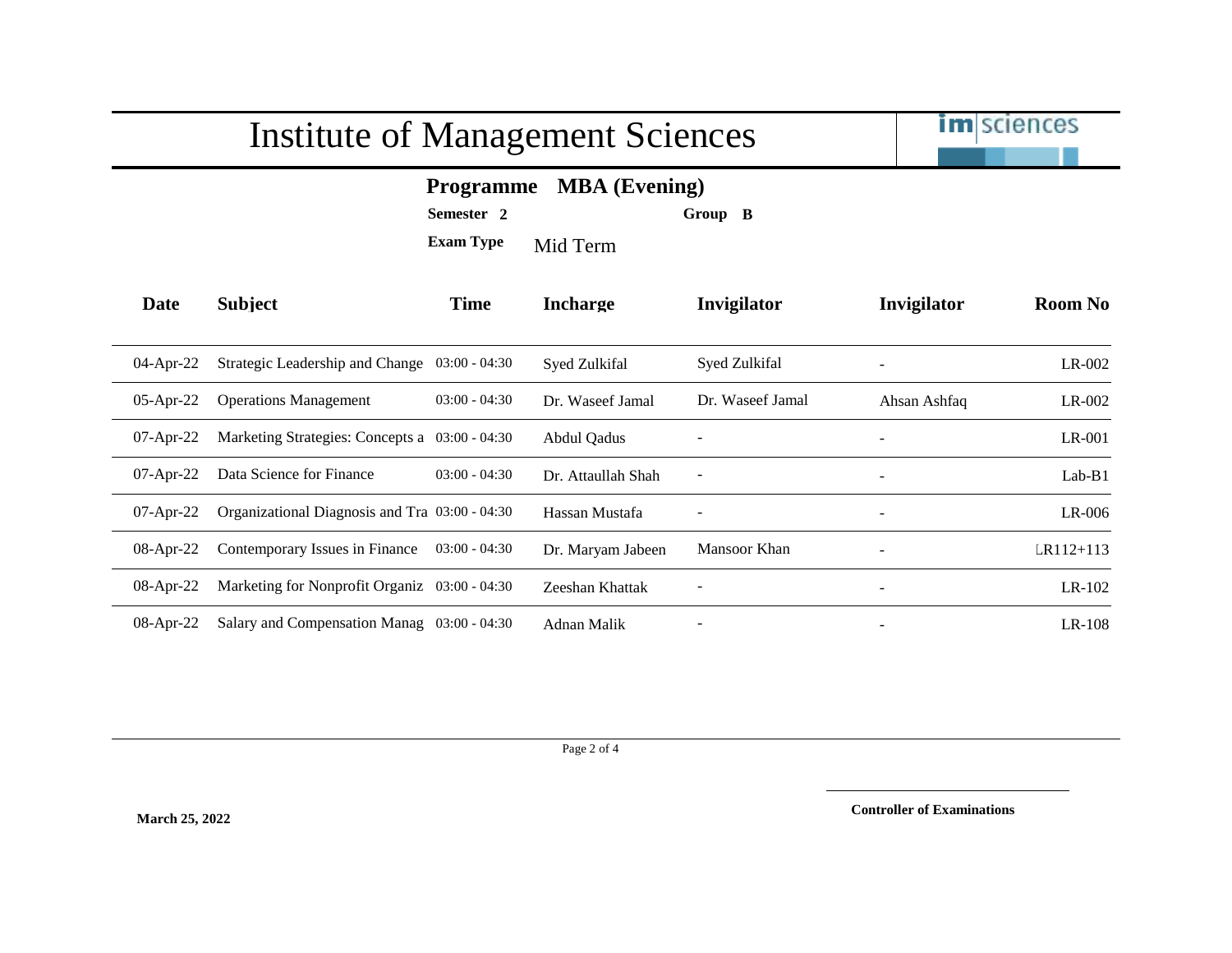# Institute of Management Sciences

**Programme** **MBA (Evening)**

**Semester** **2** **Group** **B**

**Exam Type** Mid Term

| Date | Subject | Time | Incharge | Invigilator | Invigilator | Room No |
|---|---|---|---|---|---|---|
| 04-Apr-22 | Strategic Leadership and Change | 03:00 - 04:30 | Syed Zulkifal | Syed Zulkifal | - | LR-002 |
| 05-Apr-22 | Operations Management | 03:00 - 04:30 | Dr. Waseef Jamal | Dr. Waseef Jamal | Ahsan Ashfaq | LR-002 |
| 07-Apr-22 | Marketing Strategies: Concepts a | 03:00 - 04:30 | Abdul Qadus | - | - | LR-001 |
| 07-Apr-22 | Data Science for Finance | 03:00 - 04:30 | Dr. Attaullah Shah | - | - | Lab-B1 |
| 07-Apr-22 | Organizational Diagnosis and Tra | 03:00 - 04:30 | Hassan Mustafa | - | - | LR-006 |
| 08-Apr-22 | Contemporary Issues in Finance | 03:00 - 04:30 | Dr. Maryam Jabeen | Mansoor Khan | - | LR112+113 |
| 08-Apr-22 | Marketing for Nonprofit Organiz | 03:00 - 04:30 | Zeeshan Khattak | - | - | LR-102 |
| 08-Apr-22 | Salary and Compensation Manag | 03:00 - 04:30 | Adnan Malik | - | - | LR-108 |

**March 25, 2022**

**Controller of Examinations**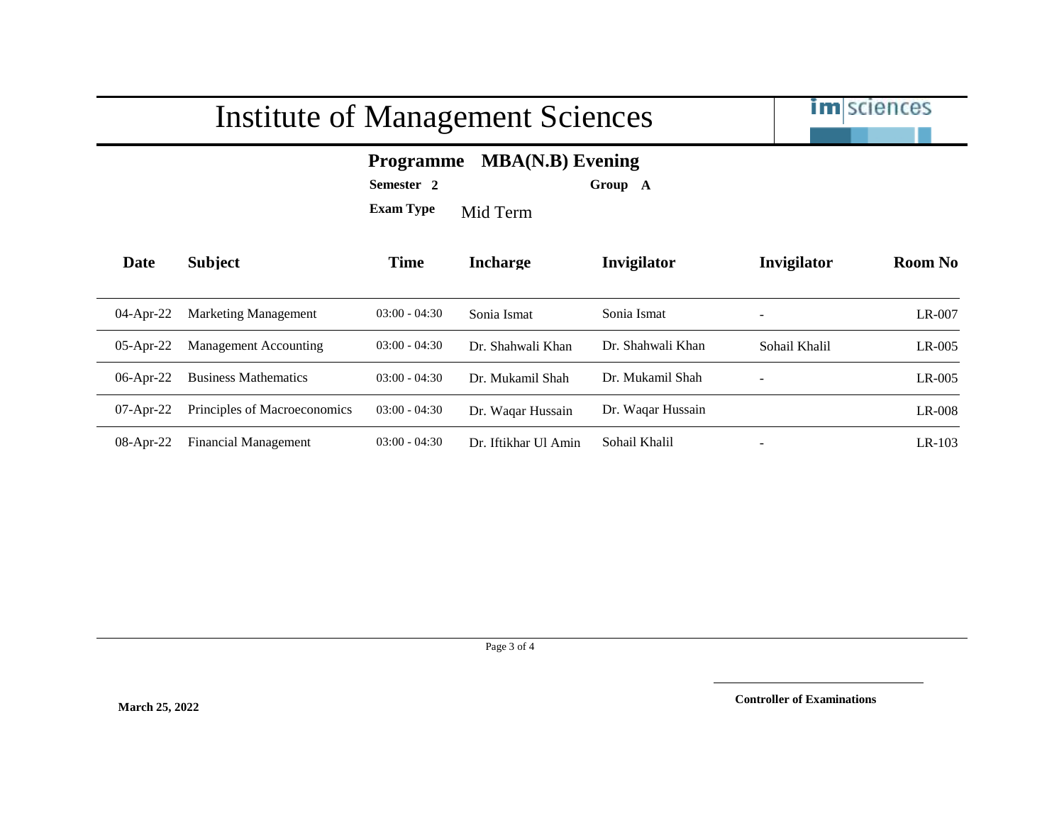# Institute of Management Sciences

**Programme** **MBA(N.B) Evening**

**Semester** **2** **Group** **A**

**Exam Type** Mid Term

| Date | Subject | Time | Incharge | Invigilator | Invigilator | Room No |
|---|---|---|---|---|---|---|
| 04-Apr-22 | Marketing Management | 03:00 - 04:30 | Sonia Ismat | Sonia Ismat | - | LR-007 |
| 05-Apr-22 | Management Accounting | 03:00 - 04:30 | Dr. Shahwali Khan | Dr. Shahwali Khan | Sohail Khalil | LR-005 |
| 06-Apr-22 | Business Mathematics | 03:00 - 04:30 | Dr. Mukamil Shah | Dr. Mukamil Shah | - | LR-005 |
| 07-Apr-22 | Principles of Macroeconomics | 03:00 - 04:30 | Dr. Waqar Hussain | Dr. Waqar Hussain | | LR-008 |
| 08-Apr-22 | Financial Management | 03:00 - 04:30 | Dr. Iftikhar Ul Amin | Sohail Khalil | - | LR-103 |

**March 25, 2022**

**Controller of Examinations**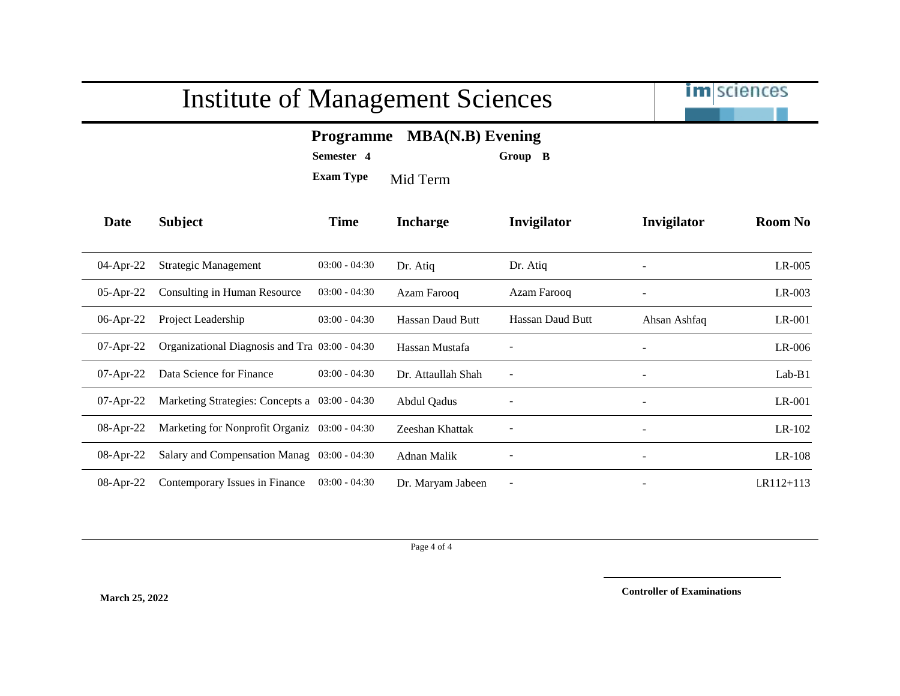# Institute of Management Sciences

**Programme MBA(N.B) Evening**

**Semester 4** **Group B**

**Exam Type** Mid Term

| Date | Subject | Time | Incharge | Invigilator | Invigilator | Room No |
|---|---|---|---|---|---|---|
| 04-Apr-22 | Strategic Management | 03:00 - 04:30 | Dr. Atiq | Dr. Atiq | - | LR-005 |
| 05-Apr-22 | Consulting in Human Resource | 03:00 - 04:30 | Azam Farooq | Azam Farooq | - | LR-003 |
| 06-Apr-22 | Project Leadership | 03:00 - 04:30 | Hassan Daud Butt | Hassan Daud Butt | Ahsan Ashfaq | LR-001 |
| 07-Apr-22 | Organizational Diagnosis and Tra | 03:00 - 04:30 | Hassan Mustafa | - | - | LR-006 |
| 07-Apr-22 | Data Science for Finance | 03:00 - 04:30 | Dr. Attaullah Shah | - | - | Lab-B1 |
| 07-Apr-22 | Marketing Strategies: Concepts a | 03:00 - 04:30 | Abdul Qadus | - | - | LR-001 |
| 08-Apr-22 | Marketing for Nonprofit Organiz | 03:00 - 04:30 | Zeeshan Khattak | - | - | LR-102 |
| 08-Apr-22 | Salary and Compensation Manag | 03:00 - 04:30 | Adnan Malik | - | - | LR-108 |
| 08-Apr-22 | Contemporary Issues in Finance | 03:00 - 04:30 | Dr. Maryam Jabeen | - | - | LR112+113 |

**March 25, 2022**

**Controller of Examinations**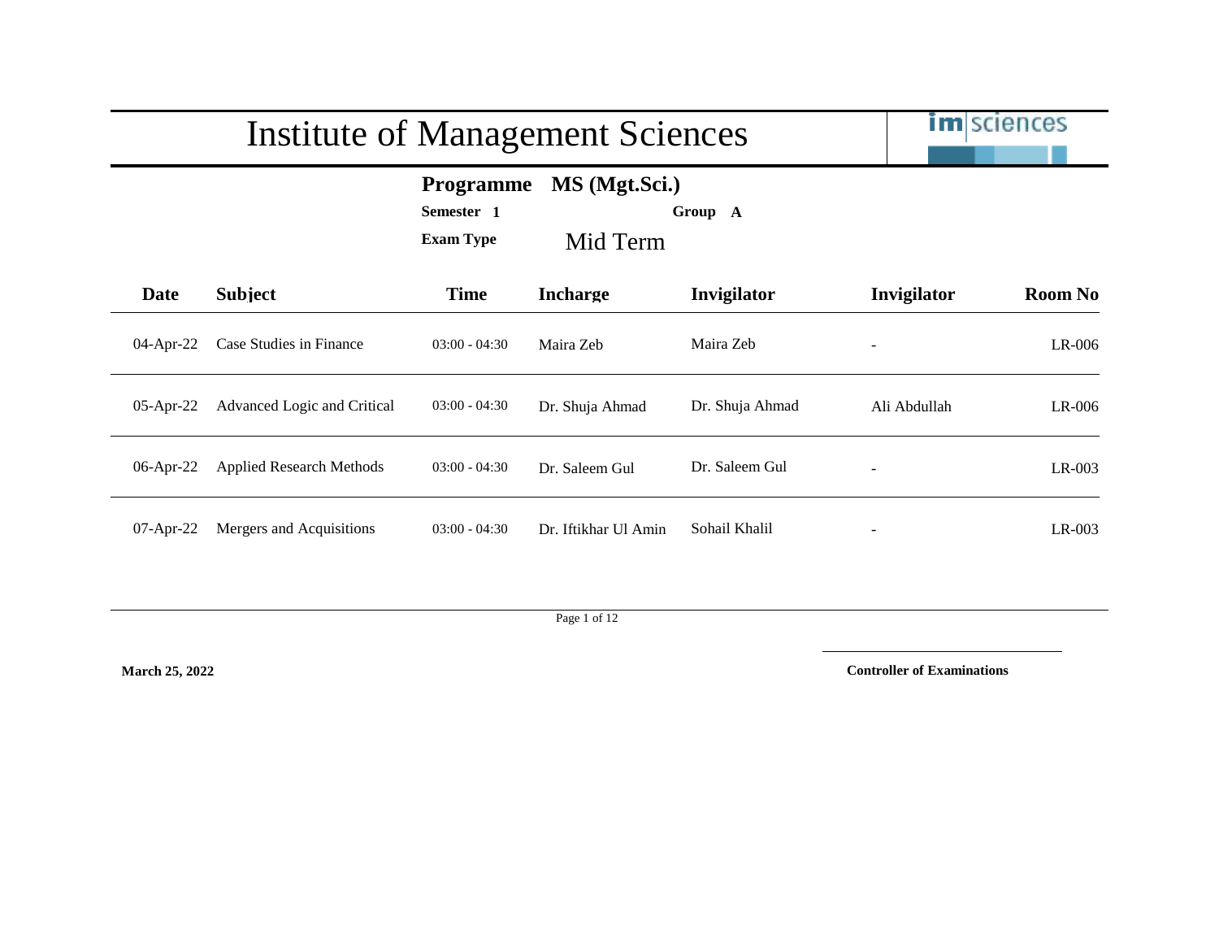# Institute of Management Sciences

**Programme** **MS (Mgt.Sci.)**

**Semester** **1** **Group** **A**

**Exam Type** Mid Term

| Date | Subject | Time | Incharge | Invigilator | Invigilator | Room No |
|---|---|---|---|---|---|---|
| 04-Apr-22 | Case Studies in Finance | 03:00 - 04:30 | Maira Zeb | Maira Zeb | - | LR-006 |
| 05-Apr-22 | Advanced Logic and Critical | 03:00 - 04:30 | Dr. Shuja Ahmad | Dr. Shuja Ahmad | Ali Abdullah | LR-006 |
| 06-Apr-22 | Applied Research Methods | 03:00 - 04:30 | Dr. Saleem Gul | Dr. Saleem Gul | - | LR-003 |
| 07-Apr-22 | Mergers and Acquisitions | 03:00 - 04:30 | Dr. Iftikhar Ul Amin | Sohail Khalil | - | LR-003 |

**March 25, 2022**

**Controller of Examinations**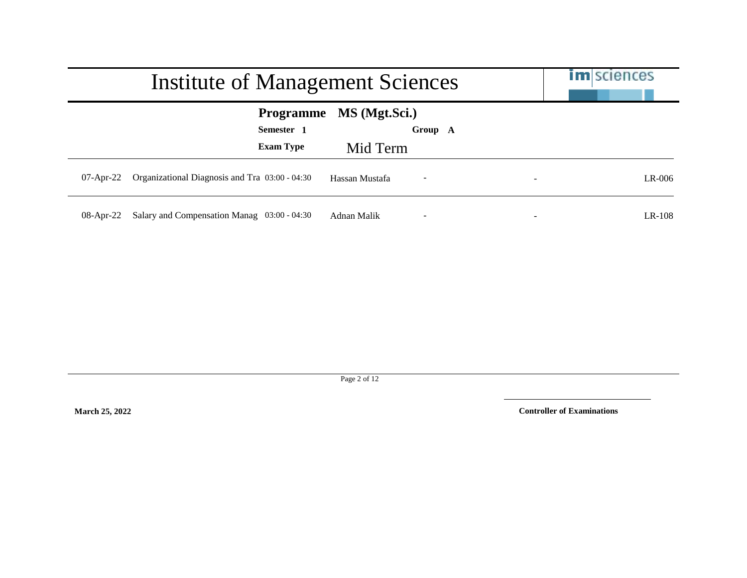# Institute of Management Sciences

**Programme** **MS (Mgt.Sci.)**

**Semester 1** **Group A**

**Exam Type** Mid Term

| Date | Course | Time | Instructor | | | Room |
|---|---|---|---|---|---|---|
| 07-Apr-22 | Organizational Diagnosis and Tra | 03:00 - 04:30 | Hassan Mustafa | - | - | LR-006 |
| 08-Apr-22 | Salary and Compensation Manag | 03:00 - 04:30 | Adnan Malik | - | - | LR-108 |

**March 25, 2022**

**Controller of Examinations**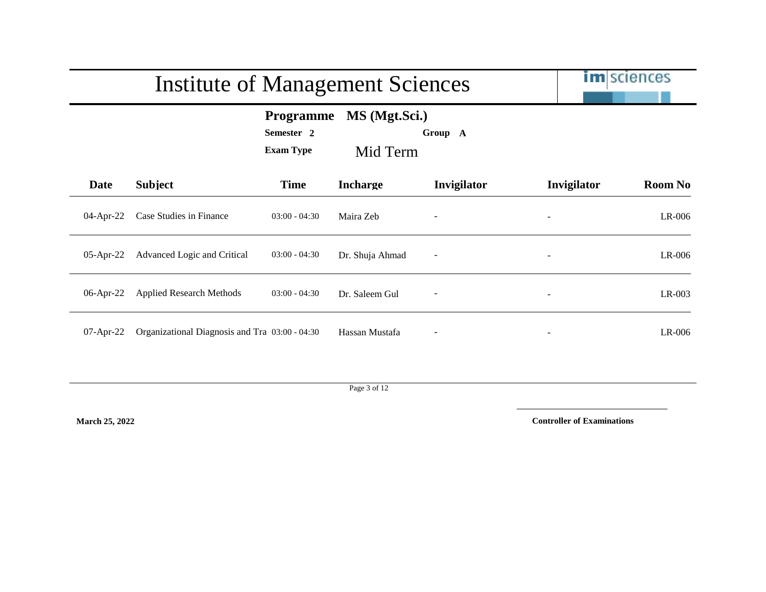# Institute of Management Sciences

**Programme** **MS (Mgt.Sci.)**

**Semester 2** **Group A**

**Exam Type** Mid Term

| Date | Subject | Time | Incharge | Invigilator | Invigilator | Room No |
|---|---|---|---|---|---|---|
| 04-Apr-22 | Case Studies in Finance | 03:00 - 04:30 | Maira Zeb | - | - | LR-006 |
| 05-Apr-22 | Advanced Logic and Critical | 03:00 - 04:30 | Dr. Shuja Ahmad | - | - | LR-006 |
| 06-Apr-22 | Applied Research Methods | 03:00 - 04:30 | Dr. Saleem Gul | - | - | LR-003 |
| 07-Apr-22 | Organizational Diagnosis and Tra | 03:00 - 04:30 | Hassan Mustafa | - | - | LR-006 |

**March 25, 2022**

**Controller of Examinations**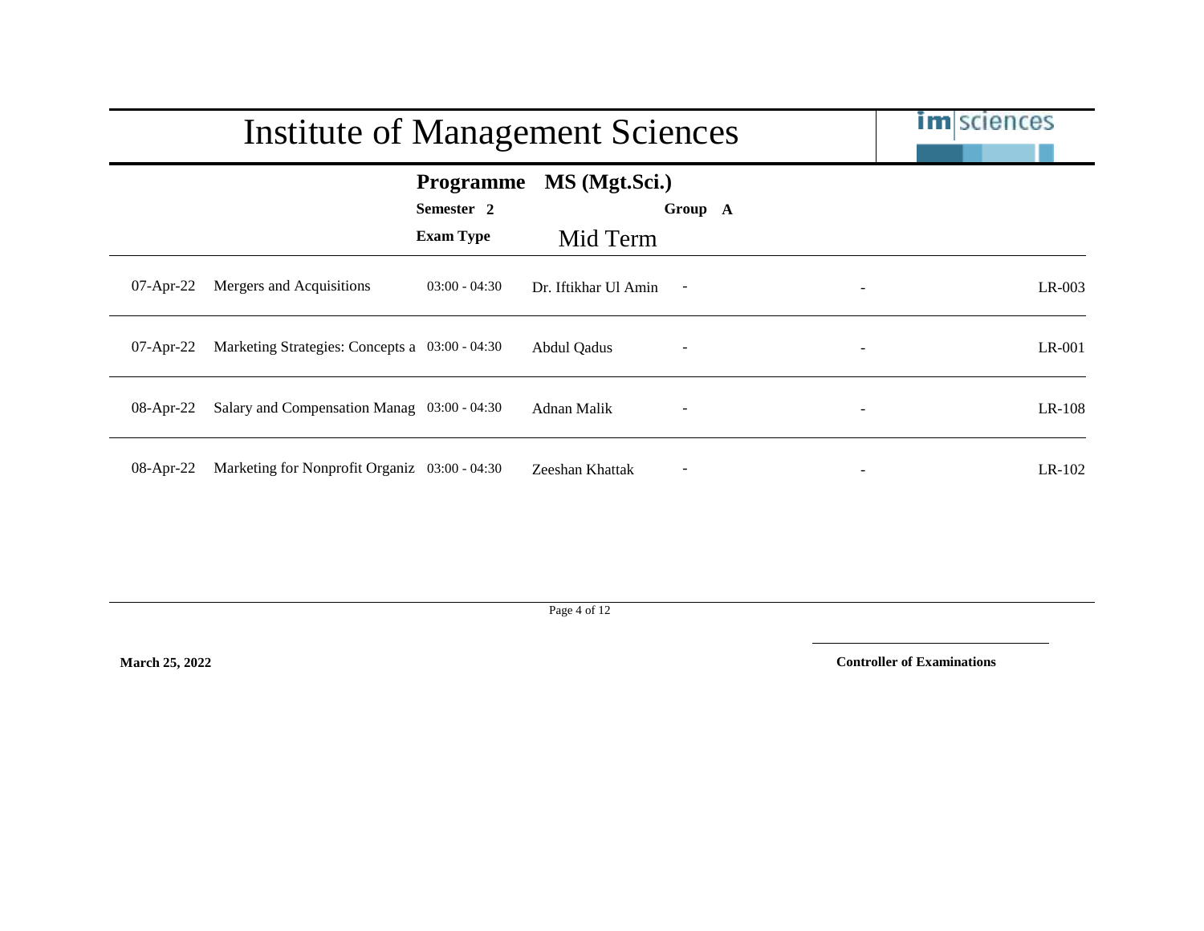# Institute of Management Sciences

**Programme** **MS (Mgt.Sci.)**

**Semester 2** **Group A**

**Exam Type** Mid Term

| Date | Course | Time | Instructor | | | Room |
|---|---|---|---|---|---|---|
| 07-Apr-22 | Mergers and Acquisitions | 03:00 - 04:30 | Dr. Iftikhar Ul Amin | - | - | LR-003 |
| 07-Apr-22 | Marketing Strategies: Concepts a | 03:00 - 04:30 | Abdul Qadus | - | - | LR-001 |
| 08-Apr-22 | Salary and Compensation Manag | 03:00 - 04:30 | Adnan Malik | - | - | LR-108 |
| 08-Apr-22 | Marketing for Nonprofit Organiz | 03:00 - 04:30 | Zeeshan Khattak | - | - | LR-102 |

**March 25, 2022**

**Controller of Examinations**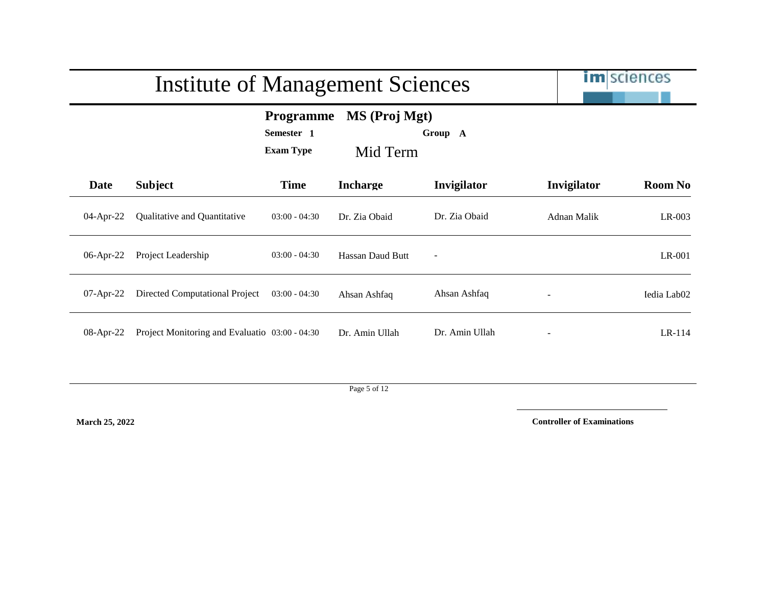# Institute of Management Sciences

**Programme** **MS (Proj Mgt)**

**Semester 1** **Group A**

**Exam Type** Mid Term

| Date | Subject | Time | Incharge | Invigilator | Invigilator | Room No |
|---|---|---|---|---|---|---|
| 04-Apr-22 | Qualitative and Quantitative | 03:00 - 04:30 | Dr. Zia Obaid | Dr. Zia Obaid | Adnan Malik | LR-003 |
| 06-Apr-22 | Project Leadership | 03:00 - 04:30 | Hassan Daud Butt | - | | LR-001 |
| 07-Apr-22 | Directed Computational Project | 03:00 - 04:30 | Ahsan Ashfaq | Ahsan Ashfaq | - | Iedia Lab02 |
| 08-Apr-22 | Project Monitoring and Evaluatio | 03:00 - 04:30 | Dr. Amin Ullah | Dr. Amin Ullah | - | LR-114 |

**March 25, 2022**

**Controller of Examinations**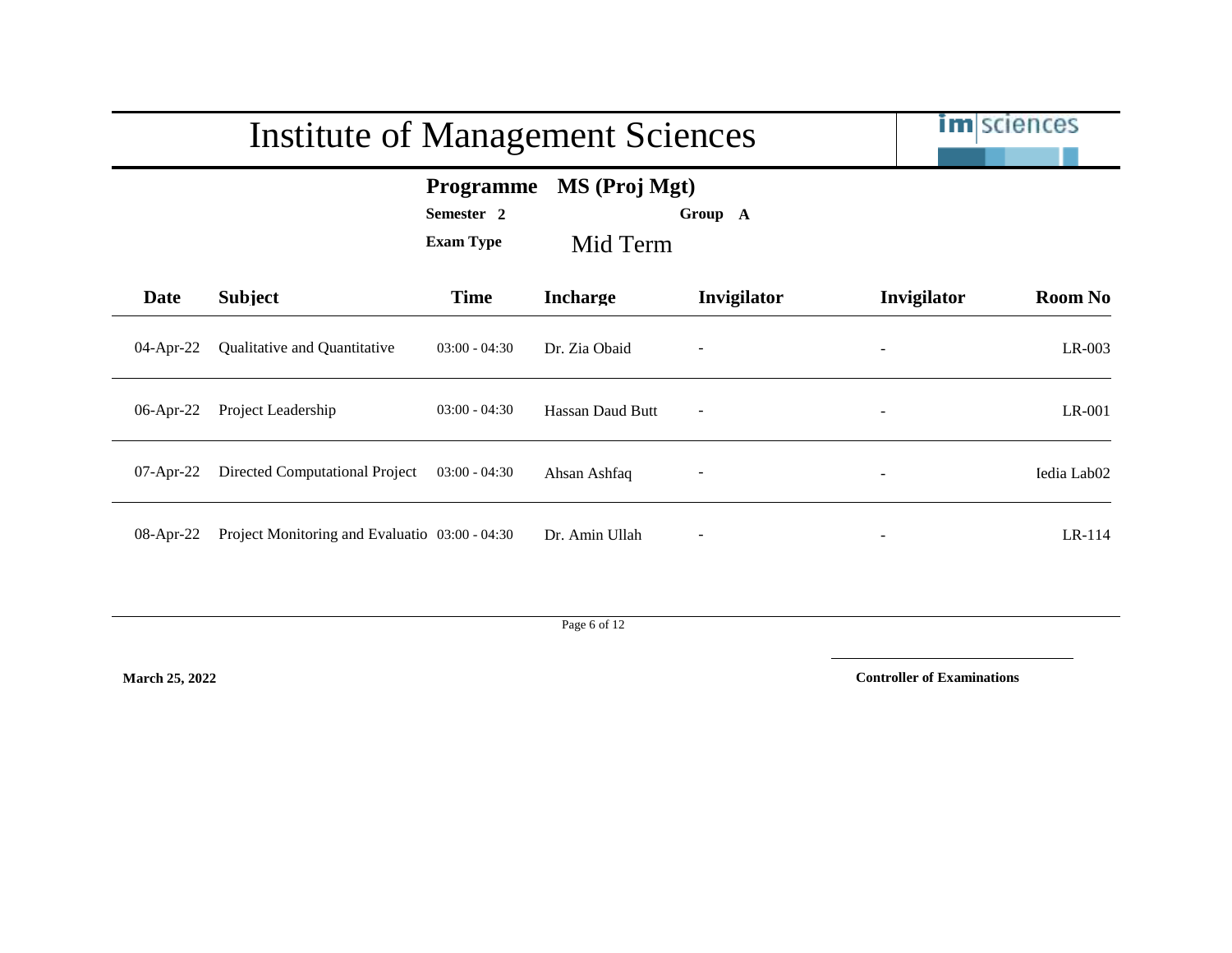# Institute of Management Sciences

**Programme** **MS (Proj Mgt)**

**Semester 2** **Group A**

**Exam Type** Mid Term

| Date | Subject | Time | Incharge | Invigilator | Invigilator | Room No |
|---|---|---|---|---|---|---|
| 04-Apr-22 | Qualitative and Quantitative | 03:00 - 04:30 | Dr. Zia Obaid | - | - | LR-003 |
| 06-Apr-22 | Project Leadership | 03:00 - 04:30 | Hassan Daud Butt | - | - | LR-001 |
| 07-Apr-22 | Directed Computational Project | 03:00 - 04:30 | Ahsan Ashfaq | - | - | Iedia Lab02 |
| 08-Apr-22 | Project Monitoring and Evaluatio | 03:00 - 04:30 | Dr. Amin Ullah | - | - | LR-114 |

**March 25, 2022**

**Controller of Examinations**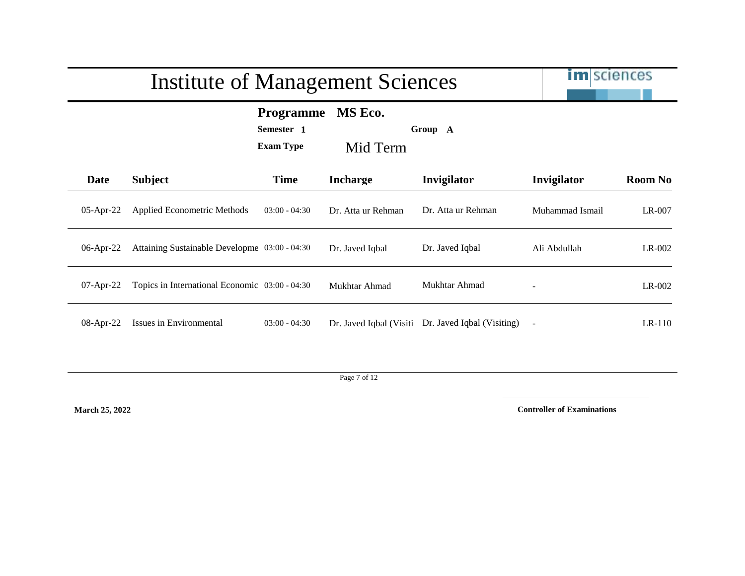# Institute of Management Sciences

**Programme** **MS Eco.**

**Semester** **1** **Group** **A**

**Exam Type** Mid Term

| Date | Subject | Time | Incharge | Invigilator | Invigilator | Room No |
|---|---|---|---|---|---|---|
| 05-Apr-22 | Applied Econometric Methods | 03:00 - 04:30 | Dr. Atta ur Rehman | Dr. Atta ur Rehman | Muhammad Ismail | LR-007 |
| 06-Apr-22 | Attaining Sustainable Developme | 03:00 - 04:30 | Dr. Javed Iqbal | Dr. Javed Iqbal | Ali Abdullah | LR-002 |
| 07-Apr-22 | Topics in International Economic | 03:00 - 04:30 | Mukhtar Ahmad | Mukhtar Ahmad | - | LR-002 |
| 08-Apr-22 | Issues in Environmental | 03:00 - 04:30 | Dr. Javed Iqbal (Visiti | Dr. Javed Iqbal (Visiting) | - | LR-110 |

**March 25, 2022**

**Controller of Examinations**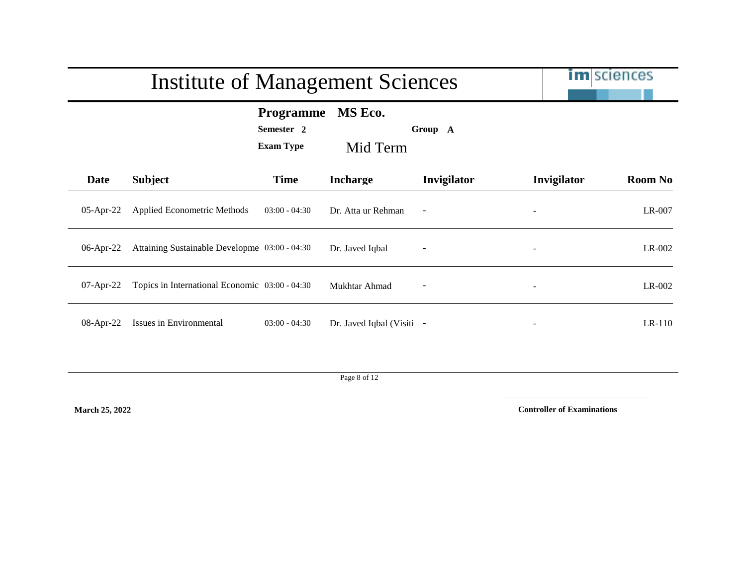# Institute of Management Sciences

**Programme** **MS Eco.**

**Semester** **2** **Group** **A**

**Exam Type** Mid Term

| Date | Subject | Time | Incharge | Invigilator | Invigilator | Room No |
|---|---|---|---|---|---|---|
| 05-Apr-22 | Applied Econometric Methods | 03:00 - 04:30 | Dr. Atta ur Rehman | - | - | LR-007 |
| 06-Apr-22 | Attaining Sustainable Developme | 03:00 - 04:30 | Dr. Javed Iqbal | - | - | LR-002 |
| 07-Apr-22 | Topics in International Economic | 03:00 - 04:30 | Mukhtar Ahmad | - | - | LR-002 |
| 08-Apr-22 | Issues in Environmental | 03:00 - 04:30 | Dr. Javed Iqbal (Visiti | - | - | LR-110 |

**March 25, 2022**

**Controller of Examinations**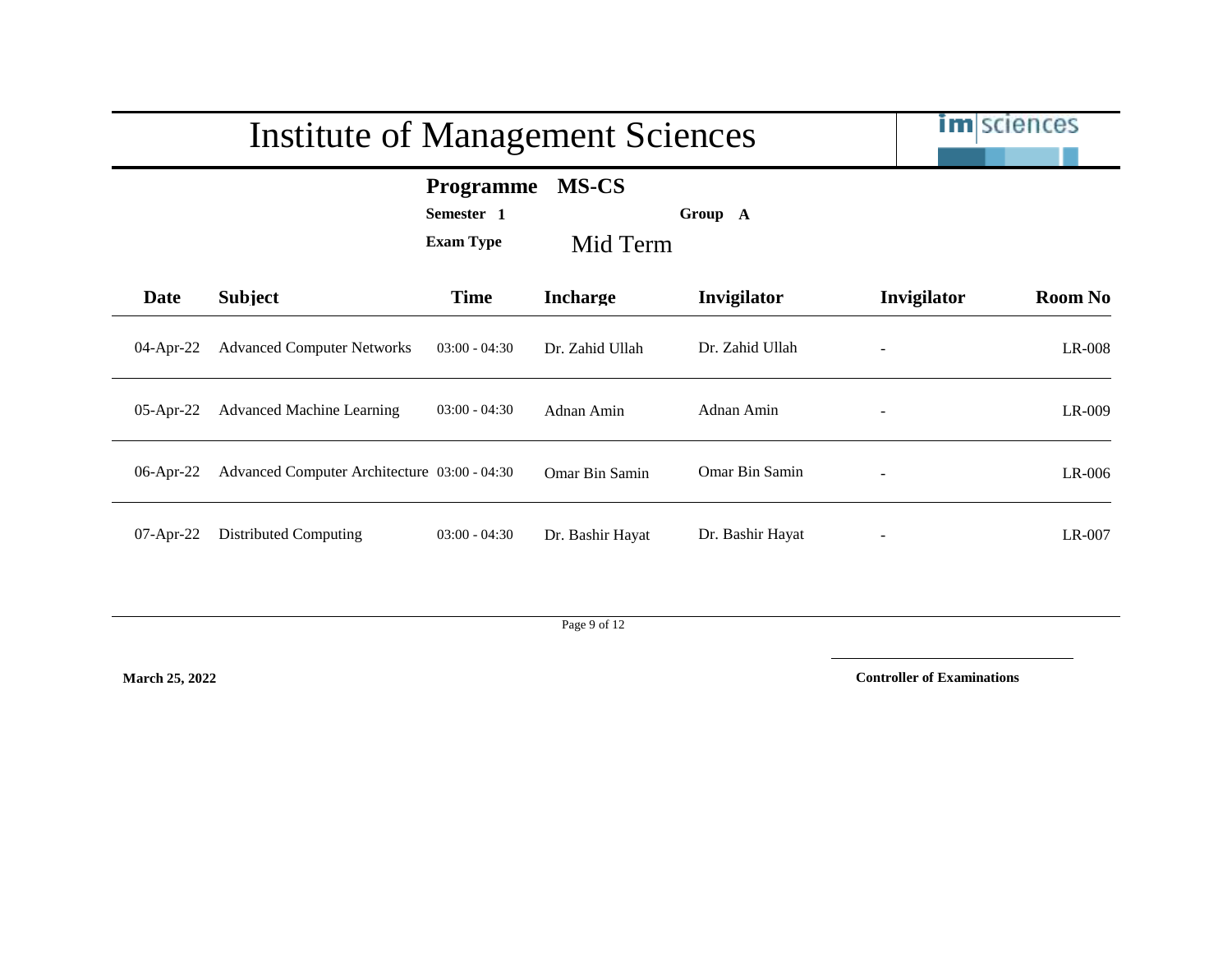# Institute of Management Sciences

**Programme MS-CS**

**Semester 1** **Group A**

**Exam Type** Mid Term

| Date | Subject | Time | Incharge | Invigilator | Invigilator | Room No |
|---|---|---|---|---|---|---|
| 04-Apr-22 | Advanced Computer Networks | 03:00 - 04:30 | Dr. Zahid Ullah | Dr. Zahid Ullah | - | LR-008 |
| 05-Apr-22 | Advanced Machine Learning | 03:00 - 04:30 | Adnan Amin | Adnan Amin | - | LR-009 |
| 06-Apr-22 | Advanced Computer Architecture | 03:00 - 04:30 | Omar Bin Samin | Omar Bin Samin | - | LR-006 |
| 07-Apr-22 | Distributed Computing | 03:00 - 04:30 | Dr. Bashir Hayat | Dr. Bashir Hayat | - | LR-007 |

**March 25, 2022**

**Controller of Examinations**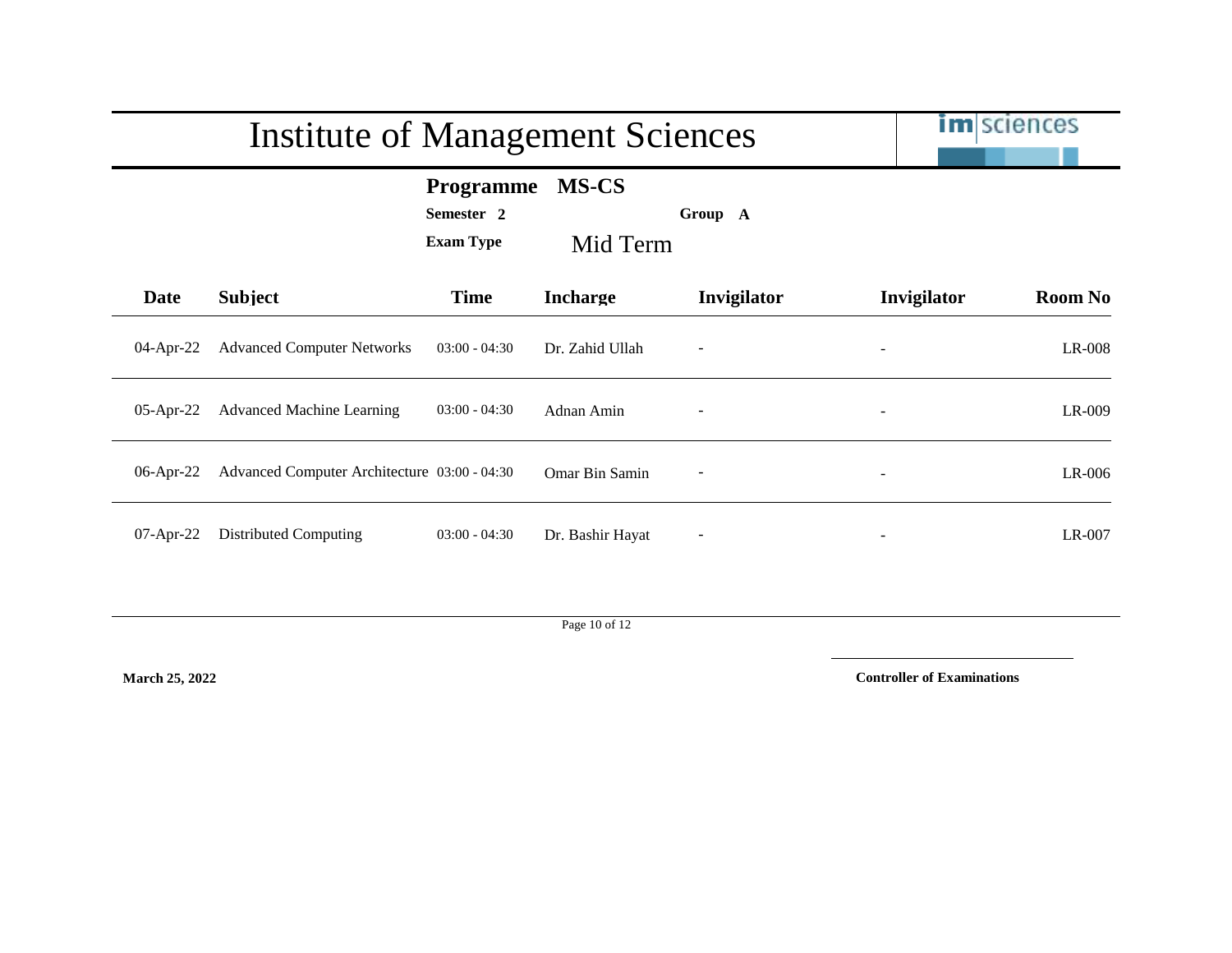# Institute of Management Sciences

**Programme** **MS-CS**

**Semester** **2** **Group** **A**

**Exam Type** Mid Term

| Date | Subject | Time | Incharge | Invigilator | Invigilator | Room No |
|---|---|---|---|---|---|---|
| 04-Apr-22 | Advanced Computer Networks | 03:00 - 04:30 | Dr. Zahid Ullah | - | - | LR-008 |
| 05-Apr-22 | Advanced Machine Learning | 03:00 - 04:30 | Adnan Amin | - | - | LR-009 |
| 06-Apr-22 | Advanced Computer Architecture | 03:00 - 04:30 | Omar Bin Samin | - | - | LR-006 |
| 07-Apr-22 | Distributed Computing | 03:00 - 04:30 | Dr. Bashir Hayat | - | - | LR-007 |

**March 25, 2022**

**Controller of Examinations**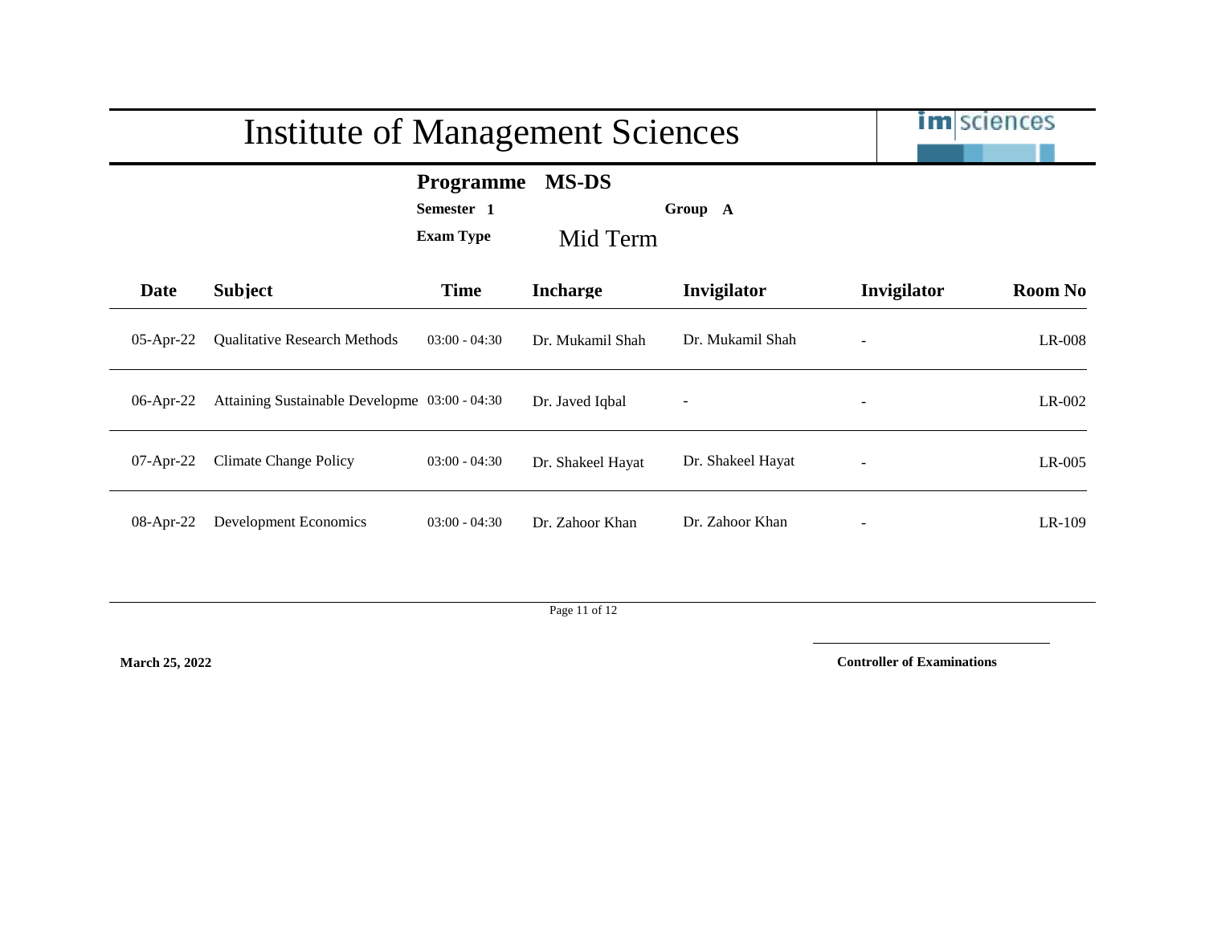# Institute of Management Sciences

im|sciences

**Programme** **MS-DS**

**Semester** **1** **Group** **A**

**Exam Type** Mid Term

| Date | Subject | Time | Incharge | Invigilator | Invigilator | Room No |
|---|---|---|---|---|---|---|
| 05-Apr-22 | Qualitative Research Methods | 03:00 - 04:30 | Dr. Mukamil Shah | Dr. Mukamil Shah | - | LR-008 |
| 06-Apr-22 | Attaining Sustainable Developme | 03:00 - 04:30 | Dr. Javed Iqbal | - | - | LR-002 |
| 07-Apr-22 | Climate Change Policy | 03:00 - 04:30 | Dr. Shakeel Hayat | Dr. Shakeel Hayat | - | LR-005 |
| 08-Apr-22 | Development Economics | 03:00 - 04:30 | Dr. Zahoor Khan | Dr. Zahoor Khan | - | LR-109 |

**March 25, 2022**

**Controller of Examinations**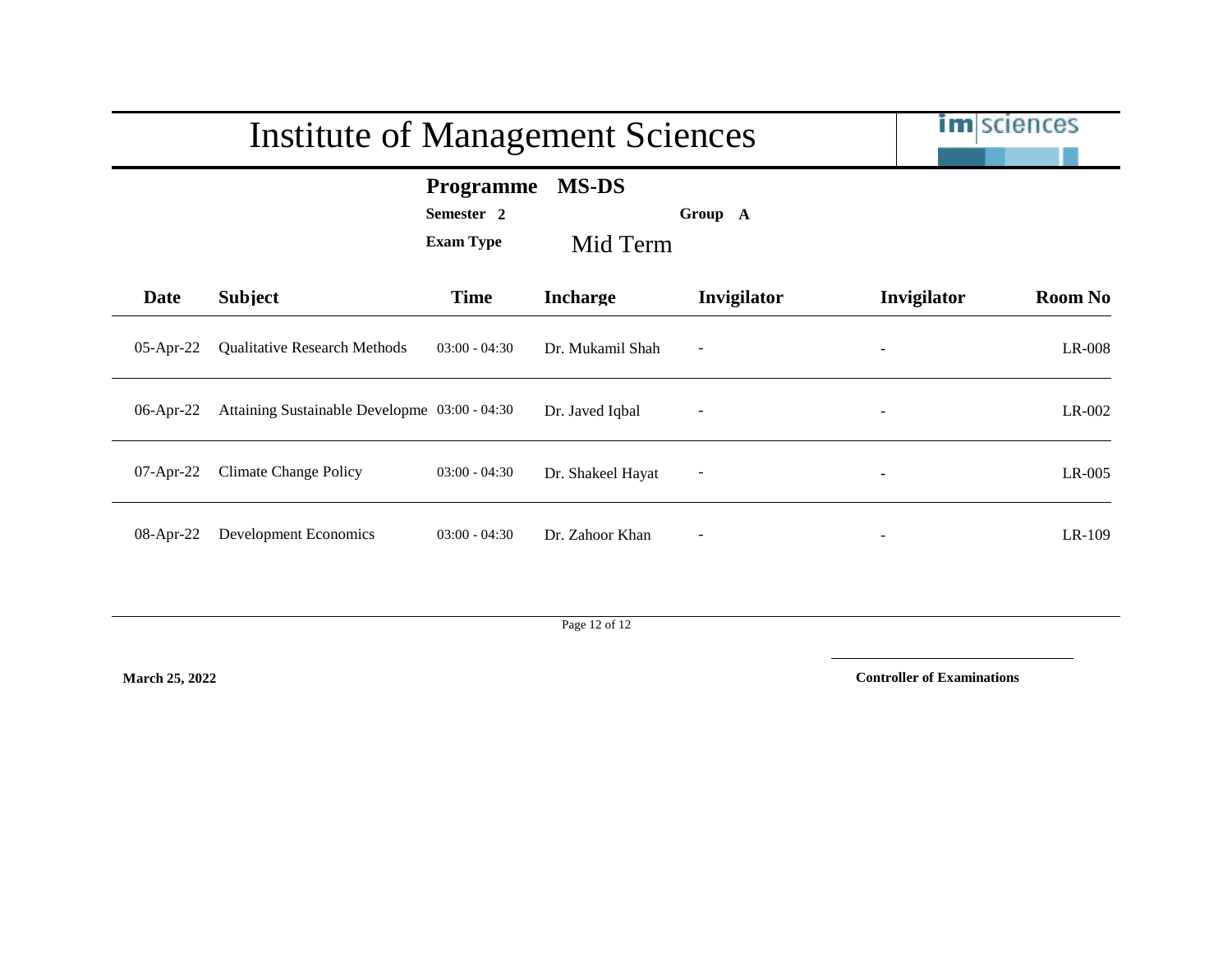# Institute of Management Sciences

**Programme** **MS-DS**

**Semester** **2** **Group** **A**

**Exam Type** Mid Term

| Date | Subject | Time | Incharge | Invigilator | Invigilator | Room No |
|---|---|---|---|---|---|---|
| 05-Apr-22 | Qualitative Research Methods | 03:00 - 04:30 | Dr. Mukamil Shah | - | - | LR-008 |
| 06-Apr-22 | Attaining Sustainable Developme | 03:00 - 04:30 | Dr. Javed Iqbal | - | - | LR-002 |
| 07-Apr-22 | Climate Change Policy | 03:00 - 04:30 | Dr. Shakeel Hayat | - | - | LR-005 |
| 08-Apr-22 | Development Economics | 03:00 - 04:30 | Dr. Zahoor Khan | - | - | LR-109 |

**March 25, 2022**

**Controller of Examinations**